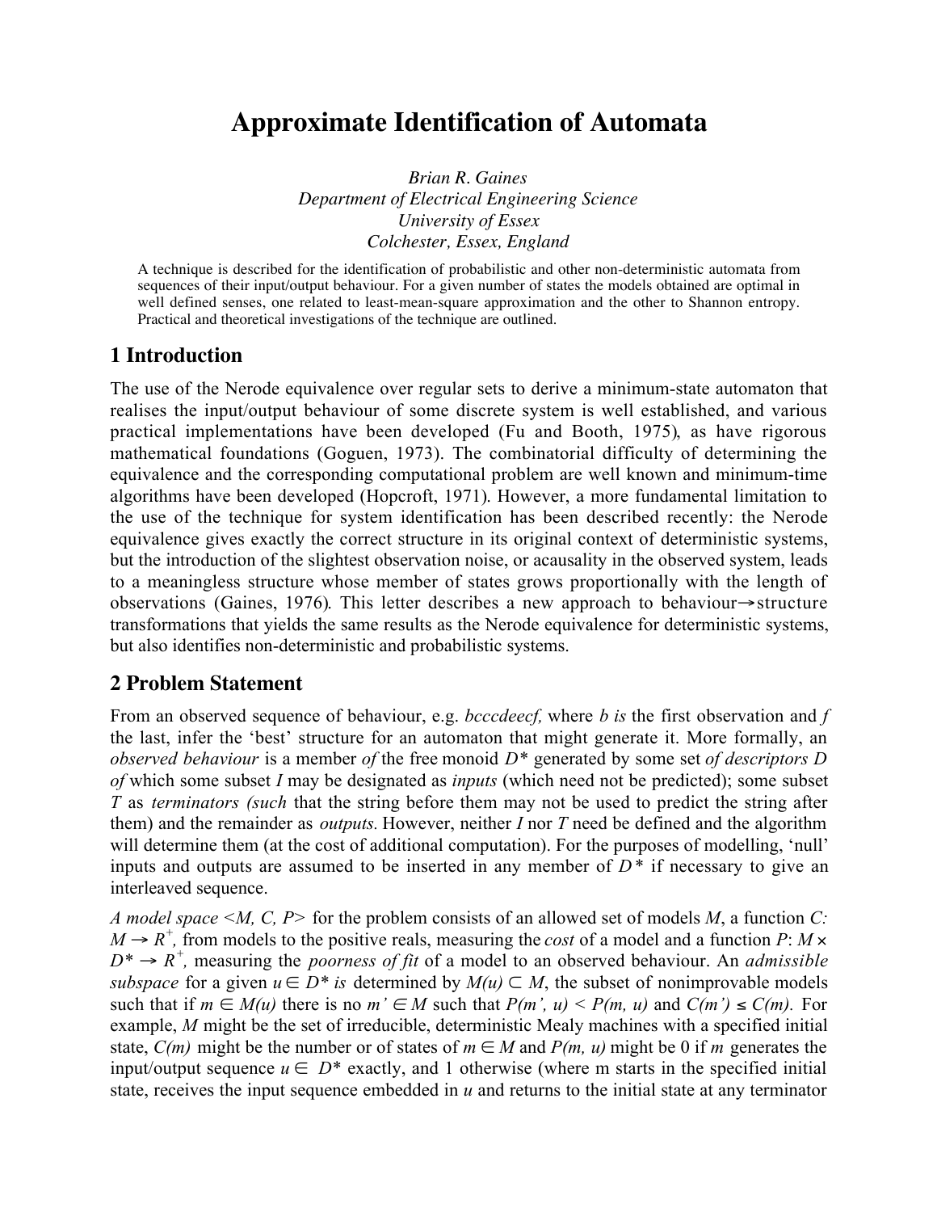# Approximate Identification of Automata

*Brian R. Gaines*
*Department of Electrical Engineering Science*
*University of Essex*
*Colchester, Essex, England*

A technique is described for the identification of probabilistic and other non-deterministic automata from sequences of their input/output behaviour. For a given number of states the models obtained are optimal in well defined senses, one related to least-mean-square approximation and the other to Shannon entropy. Practical and theoretical investigations of the technique are outlined.

## 1 Introduction

The use of the Nerode equivalence over regular sets to derive a minimum-state automaton that realises the input/output behaviour of some discrete system is well established, and various practical implementations have been developed (Fu and Booth, 1975), as have rigorous mathematical foundations (Goguen, 1973). The combinatorial difficulty of determining the equivalence and the corresponding computational problem are well known and minimum-time algorithms have been developed (Hopcroft, 1971). However, a more fundamental limitation to the use of the technique for system identification has been described recently: the Nerode equivalence gives exactly the correct structure in its original context of deterministic systems, but the introduction of the slightest observation noise, or acausality in the observed system, leads to a meaningless structure whose member of states grows proportionally with the length of observations (Gaines, 1976). This letter describes a new approach to behaviour→structure transformations that yields the same results as the Nerode equivalence for deterministic systems, but also identifies non-deterministic and probabilistic systems.

## 2 Problem Statement

From an observed sequence of behaviour, e.g. *bcccdeecf,* where *b is* the first observation and *f* the last, infer the 'best' structure for an automaton that might generate it. More formally, an *observed behaviour* is a member *of* the free monoid $D^*$ generated by some set *of descriptors* $D$ *of* which some subset $I$ may be designated as *inputs* (which need not be predicted); some subset $T$ as *terminators (such* that the string before them may not be used to predict the string after them) and the remainder as *outputs.* However, neither $I$ nor $T$ need be defined and the algorithm will determine them (at the cost of additional computation). For the purposes of modelling, 'null' inputs and outputs are assumed to be inserted in any member of $D^*$ if necessary to give an interleaved sequence.

*A model space* $<M, C, P>$ for the problem consists of an allowed set of models $M$, a function $C: M \rightarrow R^+$, from models to the positive reals, measuring the *cost* of a model and a function $P: M \times D^* \rightarrow R^+$, measuring the *poorness of fit* of a model to an observed behaviour. An *admissible subspace* for a given $u \in D^*$ *is* determined by $M(u) \subset M$, the subset of nonimprovable models such that if $m \in M(u)$ there is no $m' \in M$ such that $P(m', u) < P(m, u)$ and $C(m') \leq C(m)$. For example, $M$ might be the set of irreducible, deterministic Mealy machines with a specified initial state, $C(m)$ might be the number or of states of $m \in M$ and $P(m, u)$ might be 0 if $m$ generates the input/output sequence $u \in D^*$ exactly, and 1 otherwise (where m starts in the specified initial state, receives the input sequence embedded in $u$ and returns to the initial state at any terminator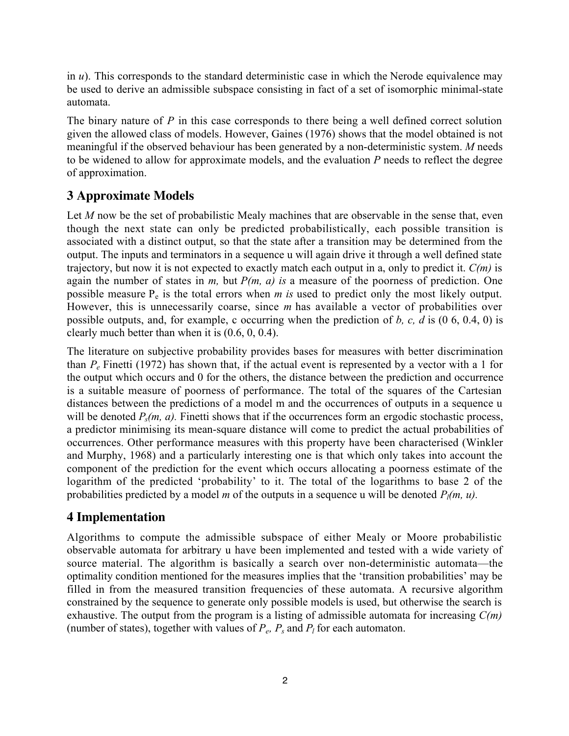in $u$). This corresponds to the standard deterministic case in which the Nerode equivalence may be used to derive an admissible subspace consisting in fact of a set of isomorphic minimal-state automata.

The binary nature of $P$ in this case corresponds to there being a well defined correct solution given the allowed class of models. However, Gaines (1976) shows that the model obtained is not meaningful if the observed behaviour has been generated by a non-deterministic system. $M$ needs to be widened to allow for approximate models, and the evaluation $P$ needs to reflect the degree of approximation.

## 3 Approximate Models

Let $M$ now be the set of probabilistic Mealy machines that are observable in the sense that, even though the next state can only be predicted probabilistically, each possible transition is associated with a distinct output, so that the state after a transition may be determined from the output. The inputs and terminators in a sequence u will again drive it through a well defined state trajectory, but now it is not expected to exactly match each output in a, only to predict it. $C(m)$ is again the number of states in $m$, but $P(m, a)$ *is* a measure of the poorness of prediction. One possible measure $P_e$ is the total errors when $m$ *is* used to predict only the most likely output. However, this is unnecessarily coarse, since $m$ has available a vector of probabilities over possible outputs, and, for example, c occurring when the prediction of *b, c, d* is (0 6, 0.4, 0) is clearly much better than when it is (0.6, 0, 0.4).

The literature on subjective probability provides bases for measures with better discrimination than $P_e$ Finetti (1972) has shown that, if the actual event is represented by a vector with a 1 for the output which occurs and 0 for the others, the distance between the prediction and occurrence is a suitable measure of poorness of performance. The total of the squares of the Cartesian distances between the predictions of a model m and the occurrences of outputs in a sequence u will be denoted $P_s(m, a)$. Finetti shows that if the occurrences form an ergodic stochastic process, a predictor minimising its mean-square distance will come to predict the actual probabilities of occurrences. Other performance measures with this property have been characterised (Winkler and Murphy, 1968) and a particularly interesting one is that which only takes into account the component of the prediction for the event which occurs allocating a poorness estimate of the logarithm of the predicted 'probability' to it. The total of the logarithms to base 2 of the probabilities predicted by a model $m$ of the outputs in a sequence u will be denoted $P_l(m, u)$.

## 4 Implementation

Algorithms to compute the admissible subspace of either Mealy or Moore probabilistic observable automata for arbitrary u have been implemented and tested with a wide variety of source material. The algorithm is basically a search over non-deterministic automata—the optimality condition mentioned for the measures implies that the 'transition probabilities' may be filled in from the measured transition frequencies of these automata. A recursive algorithm constrained by the sequence to generate only possible models is used, but otherwise the search is exhaustive. The output from the program is a listing of admissible automata for increasing $C(m)$ (number of states), together with values of $P_e$, $P_s$ and $P_l$ for each automaton.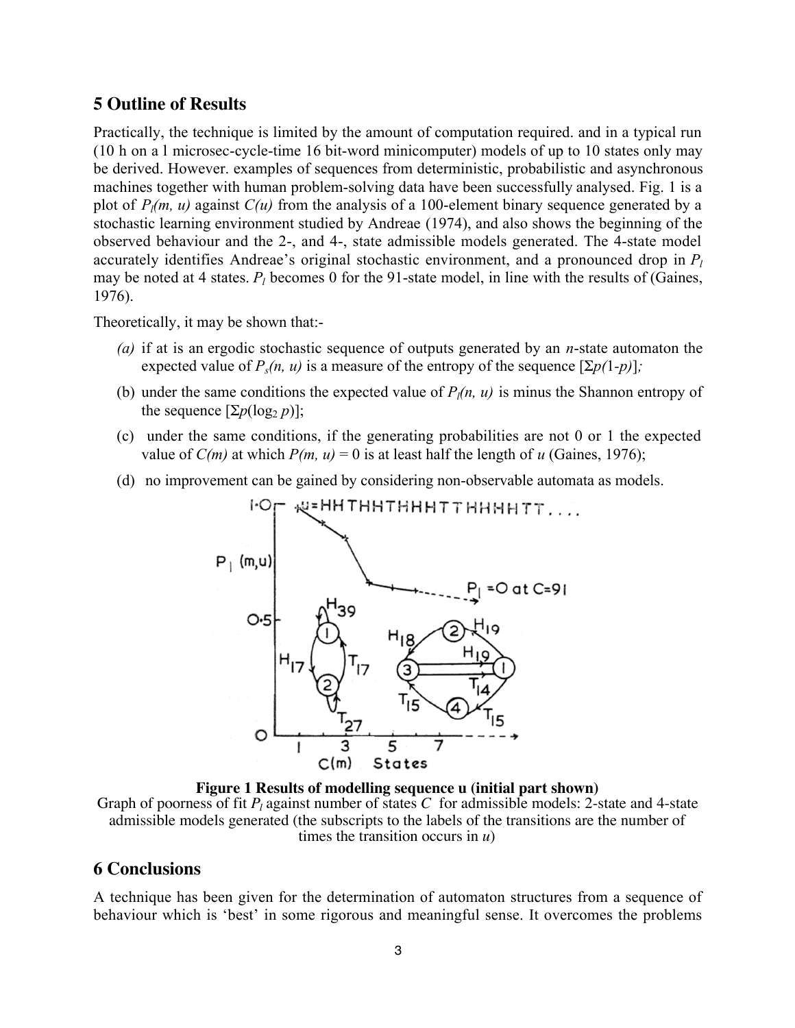## 5 Outline of Results

Practically, the technique is limited by the amount of computation required. and in a typical run (10 h on a l microsec-cycle-time 16 bit-word minicomputer) models of up to 10 states only may be derived. However. examples of sequences from deterministic, probabilistic and asynchronous machines together with human problem-solving data have been successfully analysed. Fig. 1 is a plot of $P_l(m, u)$ against $C(u)$ from the analysis of a 100-element binary sequence generated by a stochastic learning environment studied by Andreae (1974), and also shows the beginning of the observed behaviour and the 2-, and 4-, state admissible models generated. The 4-state model accurately identifies Andreae's original stochastic environment, and a pronounced drop in $P_l$ may be noted at 4 states. $P_l$ becomes 0 for the 91-state model, in line with the results of (Gaines, 1976).

Theoretically, it may be shown that:-

*(a)* if at is an ergodic stochastic sequence of outputs generated by an *n*-state automaton the expected value of $P_s(n, u)$ is a measure of the entropy of the sequence [$\Sigma p(1\text{-}p)$];

(b) under the same conditions the expected value of $P_l(n, u)$ is minus the Shannon entropy of the sequence [$\Sigma p(\log_2 p)$];

(c) under the same conditions, if the generating probabilities are not 0 or 1 the expected value of $C(m)$ at which $P(m, u) = 0$ is at least half the length of *u* (Gaines, 1976);

(d) no improvement can be gained by considering non-observable automata as models.

**Figure 1 Results of modelling sequence u (initial part shown)**

Graph of poorness of fit $P_l$ against number of states $C$ for admissible models: 2-state and 4-state admissible models generated (the subscripts to the labels of the transitions are the number of times the transition occurs in *u*)

## 6 Conclusions

A technique has been given for the determination of automaton structures from a sequence of behaviour which is 'best' in some rigorous and meaningful sense. It overcomes the problems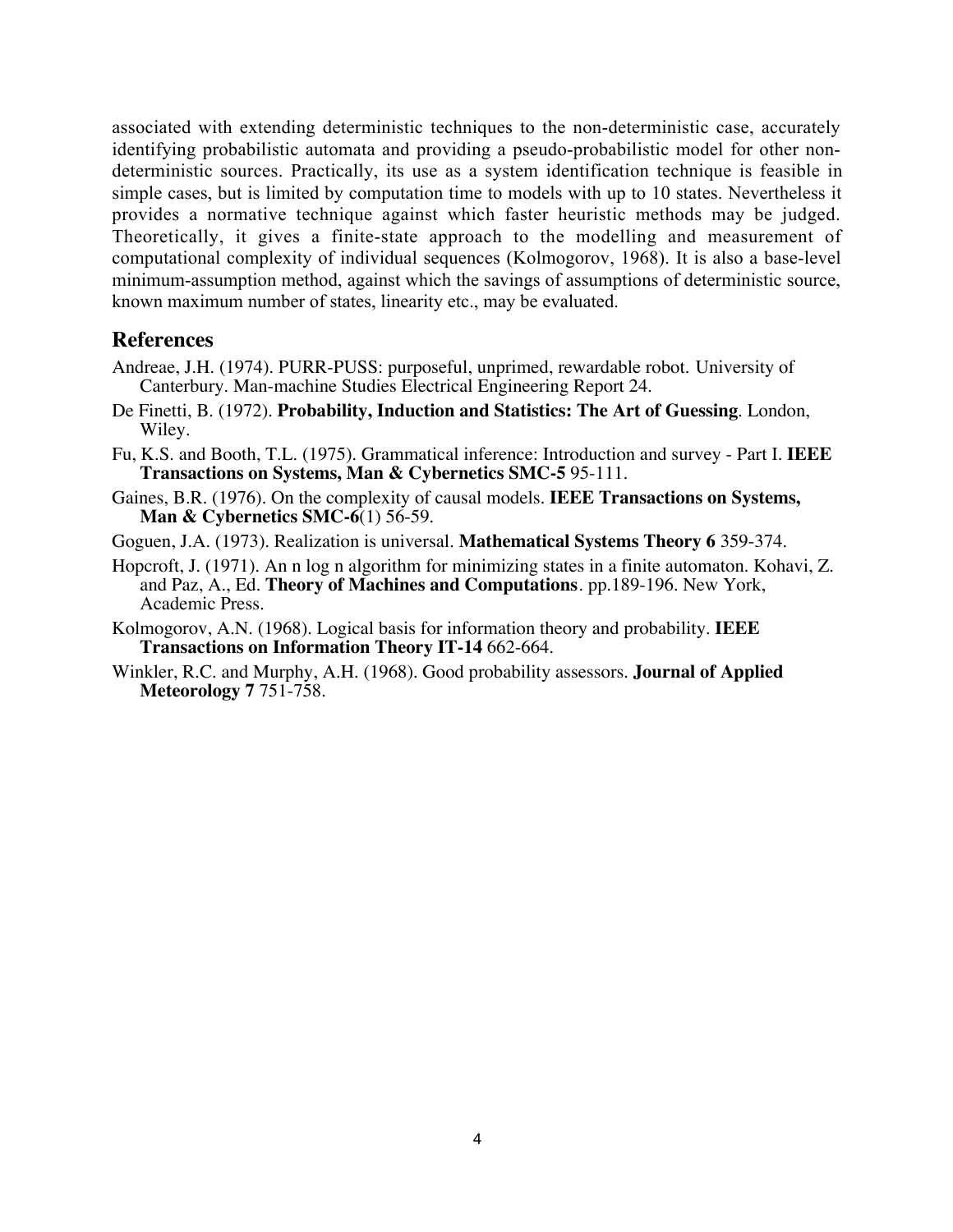associated with extending deterministic techniques to the non-deterministic case, accurately identifying probabilistic automata and providing a pseudo-probabilistic model for other non-deterministic sources. Practically, its use as a system identification technique is feasible in simple cases, but is limited by computation time to models with up to 10 states. Nevertheless it provides a normative technique against which faster heuristic methods may be judged. Theoretically, it gives a finite-state approach to the modelling and measurement of computational complexity of individual sequences (Kolmogorov, 1968). It is also a base-level minimum-assumption method, against which the savings of assumptions of deterministic source, known maximum number of states, linearity etc., may be evaluated.

## References

Andreae, J.H. (1974). PURR-PUSS: purposeful, unprimed, rewardable robot. University of Canterbury. Man-machine Studies Electrical Engineering Report 24.

De Finetti, B. (1972). **Probability, Induction and Statistics: The Art of Guessing**. London, Wiley.

Fu, K.S. and Booth, T.L. (1975). Grammatical inference: Introduction and survey - Part I. **IEEE Transactions on Systems, Man & Cybernetics SMC-5** 95-111.

Gaines, B.R. (1976). On the complexity of causal models. **IEEE Transactions on Systems, Man & Cybernetics SMC-6**(1) 56-59.

Goguen, J.A. (1973). Realization is universal. **Mathematical Systems Theory 6** 359-374.

Hopcroft, J. (1971). An n log n algorithm for minimizing states in a finite automaton. Kohavi, Z. and Paz, A., Ed. **Theory of Machines and Computations**. pp.189-196. New York, Academic Press.

Kolmogorov, A.N. (1968). Logical basis for information theory and probability. **IEEE Transactions on Information Theory IT-14** 662-664.

Winkler, R.C. and Murphy, A.H. (1968). Good probability assessors. **Journal of Applied Meteorology 7** 751-758.